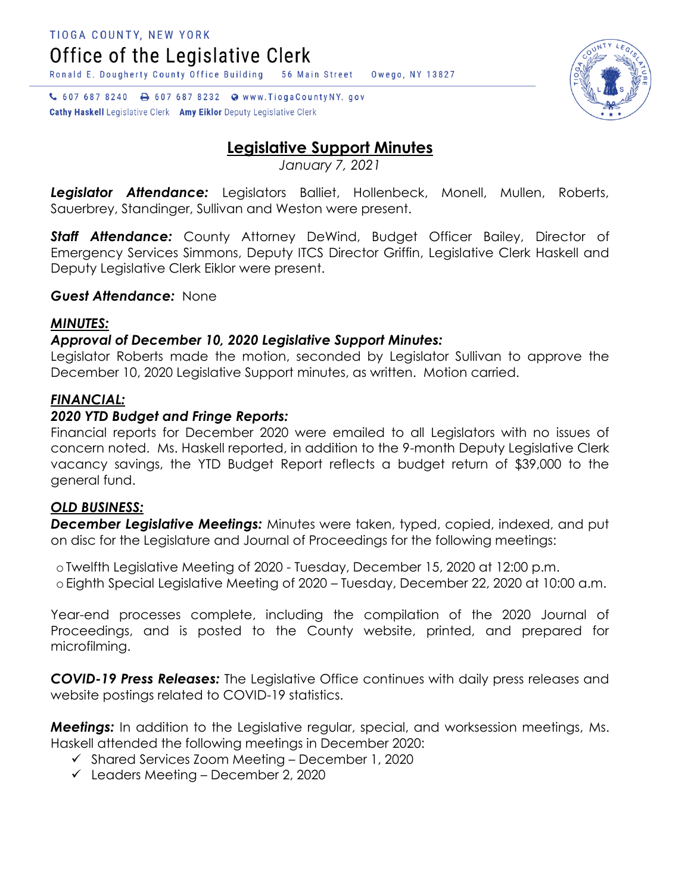TIOGA COUNTY, NEW YORK

Office of the Legislative Clerk

Ronald E. Dougherty County Office Building 56 Main Street Owego, NY 13827

607 687 8240 607 687 8232 www.TiogaCountyNY.gov

**Cathy Haskell** Legislative Clerk **Amy Eiklor** Deputy Legislative Clerk

# Legislative Support Minutes

*January 7, 2021*

***Legislator Attendance:*** Legislators Balliet, Hollenbeck, Monell, Mullen, Roberts, Sauerbrey, Standinger, Sullivan and Weston were present.

***Staff Attendance:*** County Attorney DeWind, Budget Officer Bailey, Director of Emergency Services Simmons, Deputy ITCS Director Griffin, Legislative Clerk Haskell and Deputy Legislative Clerk Eiklor were present.

***Guest Attendance:*** None

***MINUTES:***

***Approval of December 10, 2020 Legislative Support Minutes:***

Legislator Roberts made the motion, seconded by Legislator Sullivan to approve the December 10, 2020 Legislative Support minutes, as written. Motion carried.

***FINANCIAL:***

***2020 YTD Budget and Fringe Reports:***

Financial reports for December 2020 were emailed to all Legislators with no issues of concern noted. Ms. Haskell reported, in addition to the 9-month Deputy Legislative Clerk vacancy savings, the YTD Budget Report reflects a budget return of $39,000 to the general fund.

***OLD BUSINESS:***

***December Legislative Meetings:*** Minutes were taken, typed, copied, indexed, and put on disc for the Legislature and Journal of Proceedings for the following meetings:

- Twelfth Legislative Meeting of 2020 - Tuesday, December 15, 2020 at 12:00 p.m.
- Eighth Special Legislative Meeting of 2020 – Tuesday, December 22, 2020 at 10:00 a.m.

Year-end processes complete, including the compilation of the 2020 Journal of Proceedings, and is posted to the County website, printed, and prepared for microfilming.

***COVID-19 Press Releases:*** The Legislative Office continues with daily press releases and website postings related to COVID-19 statistics.

***Meetings:*** In addition to the Legislative regular, special, and worksession meetings, Ms. Haskell attended the following meetings in December 2020:

- ✓ Shared Services Zoom Meeting – December 1, 2020
- ✓ Leaders Meeting – December 2, 2020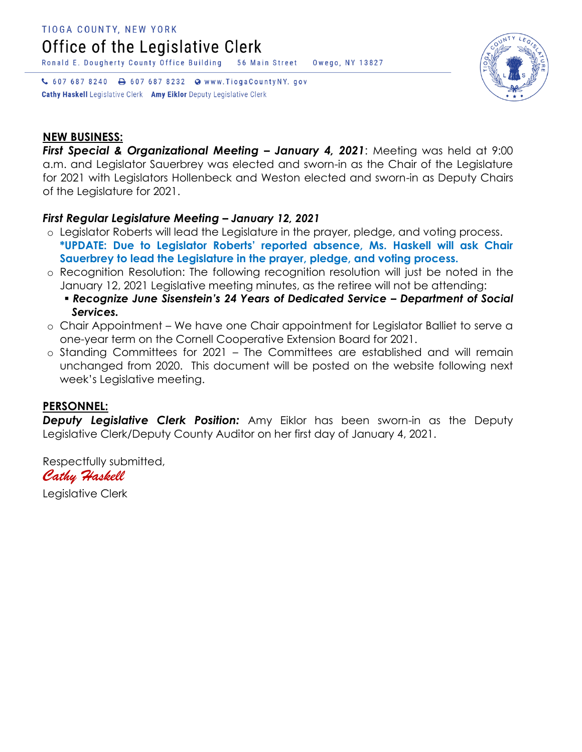TIOGA COUNTY, NEW YORK

# Office of the Legislative Clerk

Ronald E. Dougherty County Office Building 56 Main Street Owego, NY 13827

607 687 8240 607 687 8232 www.TiogaCountyNY.gov

**Cathy Haskell** Legislative Clerk **Amy Eiklor** Deputy Legislative Clerk

## NEW BUSINESS:

***First Special & Organizational Meeting – January 4, 2021***: Meeting was held at 9:00 a.m. and Legislator Sauerbrey was elected and sworn-in as the Chair of the Legislature for 2021 with Legislators Hollenbeck and Weston elected and sworn-in as Deputy Chairs of the Legislature for 2021.

***First Regular Legislature Meeting – January 12, 2021***

- Legislator Roberts will lead the Legislature in the prayer, pledge, and voting process. **\*UPDATE: Due to Legislator Roberts' reported absence, Ms. Haskell will ask Chair Sauerbrey to lead the Legislature in the prayer, pledge, and voting process.**
- Recognition Resolution: The following recognition resolution will just be noted in the January 12, 2021 Legislative meeting minutes, as the retiree will not be attending:
  - ***Recognize June Sisenstein's 24 Years of Dedicated Service – Department of Social Services.***
- Chair Appointment – We have one Chair appointment for Legislator Balliet to serve a one-year term on the Cornell Cooperative Extension Board for 2021.
- Standing Committees for 2021 – The Committees are established and will remain unchanged from 2020. This document will be posted on the website following next week's Legislative meeting.

## PERSONNEL:

***Deputy Legislative Clerk Position:*** Amy Eiklor has been sworn-in as the Deputy Legislative Clerk/Deputy County Auditor on her first day of January 4, 2021.

Respectfully submitted,

*Cathy Haskell*

Legislative Clerk